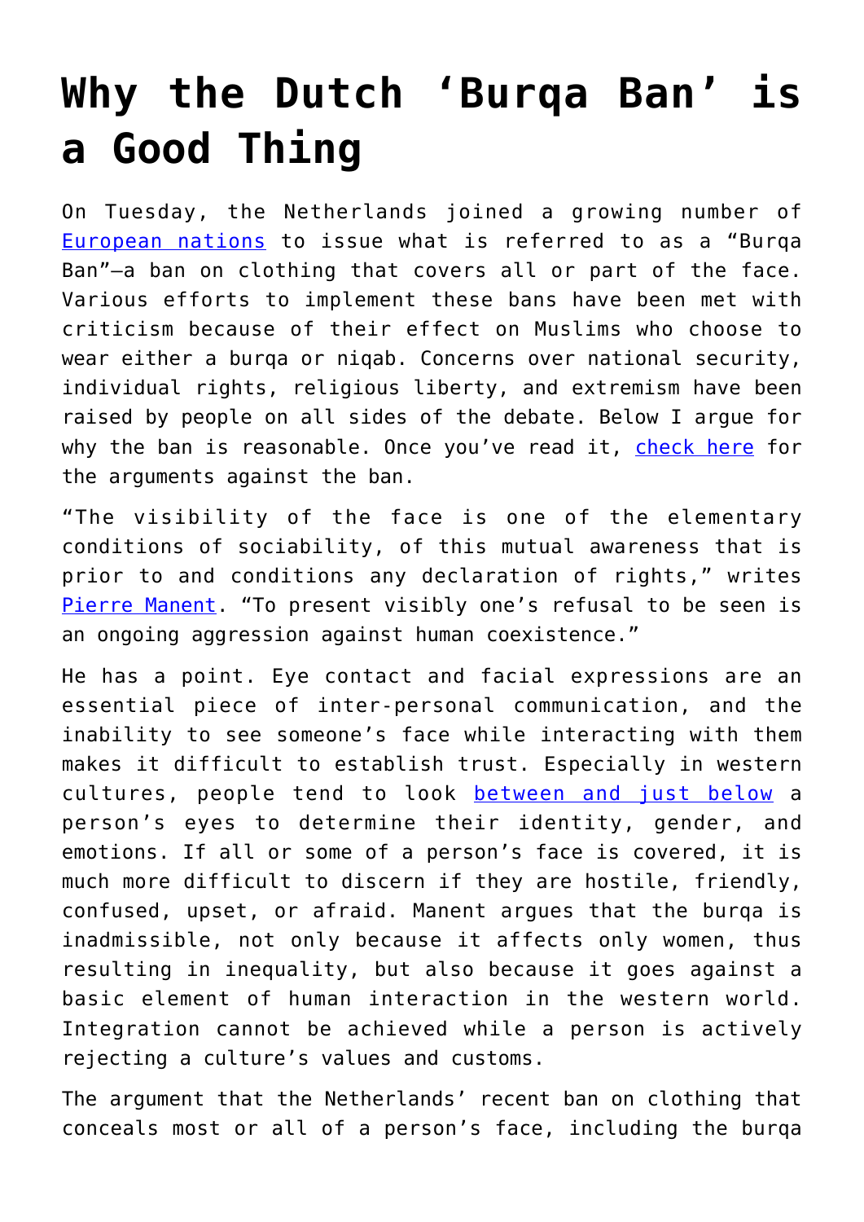# Why the Dutch 'Burqa Ban' is a Good Thing

On Tuesday, the Netherlands joined a growing number of European nations to issue what is referred to as a "Burqa Ban"—a ban on clothing that covers all or part of the face. Various efforts to implement these bans have been met with criticism because of their effect on Muslims who choose to wear either a burqa or niqab. Concerns over national security, individual rights, religious liberty, and extremism have been raised by people on all sides of the debate. Below I argue for why the ban is reasonable. Once you've read it, check here for the arguments against the ban.

"The visibility of the face is one of the elementary conditions of sociability, of this mutual awareness that is prior to and conditions any declaration of rights," writes Pierre Manent. "To present visibly one's refusal to be seen is an ongoing aggression against human coexistence."

He has a point. Eye contact and facial expressions are an essential piece of inter-personal communication, and the inability to see someone's face while interacting with them makes it difficult to establish trust. Especially in western cultures, people tend to look between and just below a person's eyes to determine their identity, gender, and emotions. If all or some of a person's face is covered, it is much more difficult to discern if they are hostile, friendly, confused, upset, or afraid. Manent argues that the burqa is inadmissible, not only because it affects only women, thus resulting in inequality, but also because it goes against a basic element of human interaction in the western world. Integration cannot be achieved while a person is actively rejecting a culture's values and customs.

The argument that the Netherlands' recent ban on clothing that conceals most or all of a person's face, including the burqa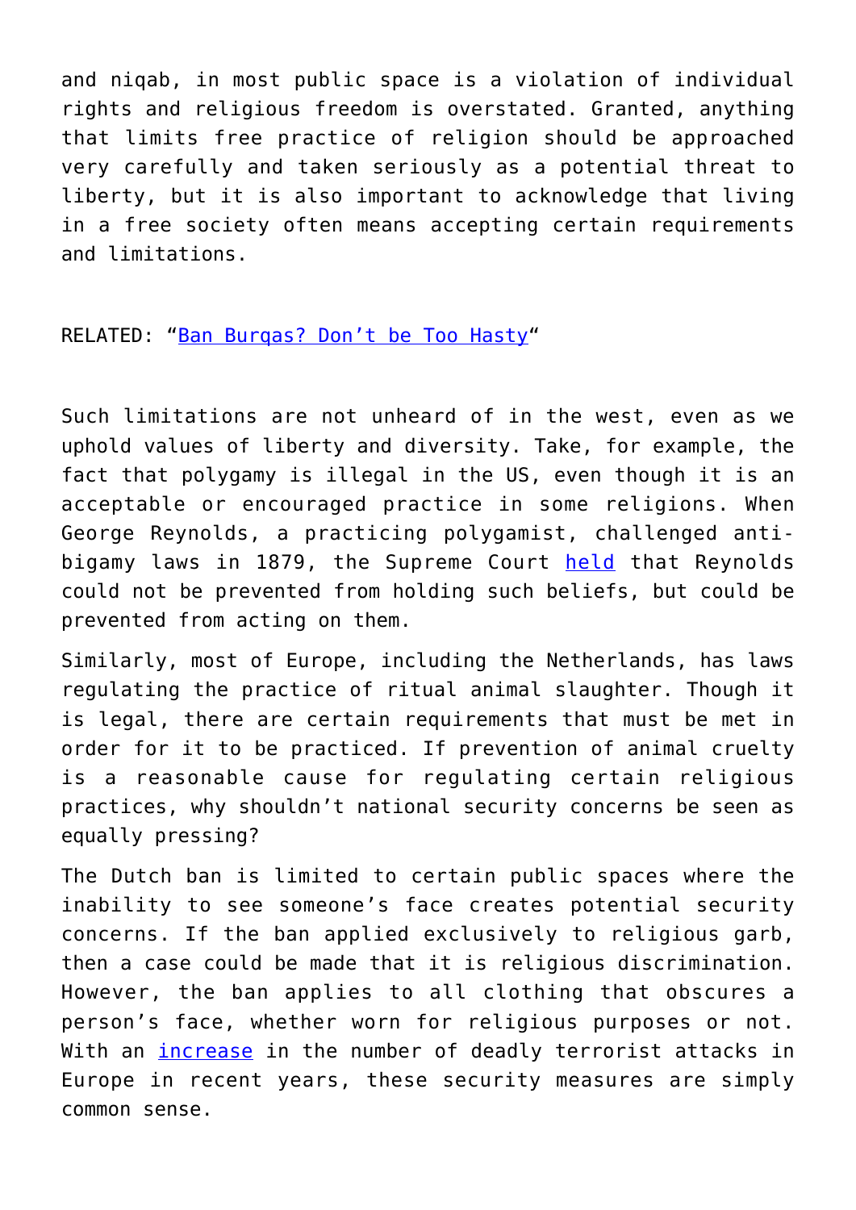and niqab, in most public space is a violation of individual rights and religious freedom is overstated. Granted, anything that limits free practice of religion should be approached very carefully and taken seriously as a potential threat to liberty, but it is also important to acknowledge that living in a free society often means accepting certain requirements and limitations.

RELATED: "[Ban Burqas? Don't be Too Hasty](#)"

Such limitations are not unheard of in the west, even as we uphold values of liberty and diversity. Take, for example, the fact that polygamy is illegal in the US, even though it is an acceptable or encouraged practice in some religions. When George Reynolds, a practicing polygamist, challenged anti-bigamy laws in 1879, the Supreme Court [held](#) that Reynolds could not be prevented from holding such beliefs, but could be prevented from acting on them.

Similarly, most of Europe, including the Netherlands, has laws regulating the practice of ritual animal slaughter. Though it is legal, there are certain requirements that must be met in order for it to be practiced. If prevention of animal cruelty is a reasonable cause for regulating certain religious practices, why shouldn't national security concerns be seen as equally pressing?

The Dutch ban is limited to certain public spaces where the inability to see someone's face creates potential security concerns. If the ban applied exclusively to religious garb, then a case could be made that it is religious discrimination. However, the ban applies to all clothing that obscures a person's face, whether worn for religious purposes or not. With an [increase](#) in the number of deadly terrorist attacks in Europe in recent years, these security measures are simply common sense.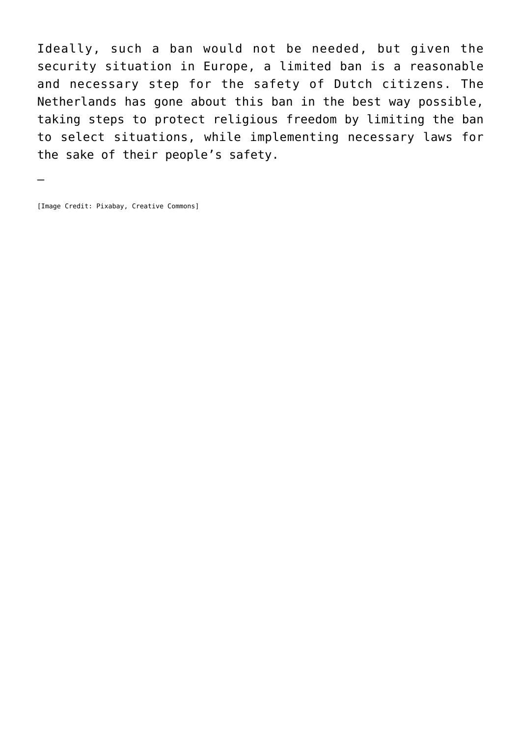Ideally, such a ban would not be needed, but given the security situation in Europe, a limited ban is a reasonable and necessary step for the safety of Dutch citizens. The Netherlands has gone about this ban in the best way possible, taking steps to protect religious freedom by limiting the ban to select situations, while implementing necessary laws for the sake of their people's safety.

—

[Image Credit: Pixabay, Creative Commons]